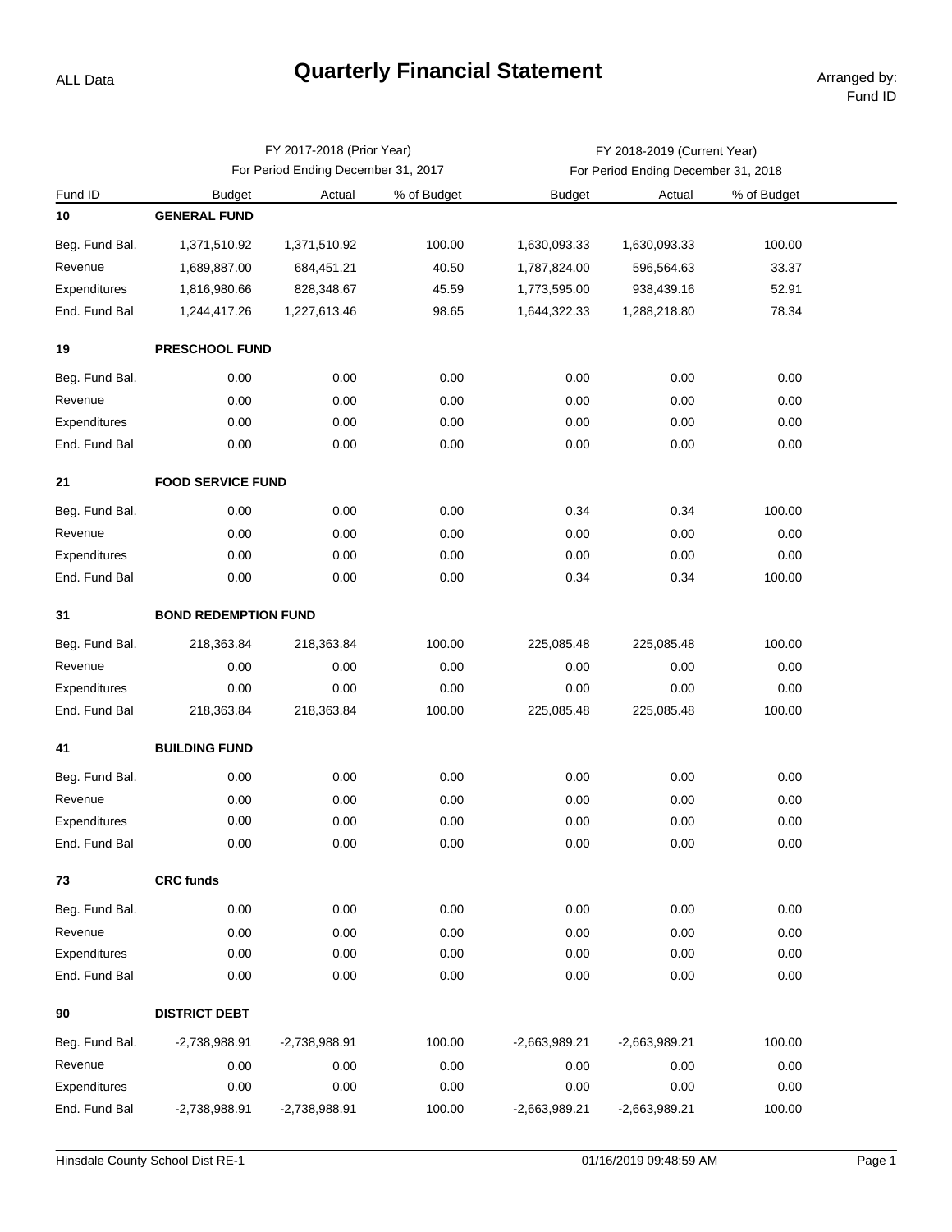ALL Data

# Quarterly Financial Statement

Arranged by: Fund ID

| Fund ID | | FY 2017-2018 (Prior Year) For Period Ending December 31, 2017 | | | FY 2018-2019 (Current Year) For Period Ending December 31, 2018 | |
|---|---|---|---|---|---|---|
| | Budget | Actual | % of Budget | Budget | Actual | % of Budget |
| **10** | **GENERAL FUND** | | | | | |
| Beg. Fund Bal. | 1,371,510.92 | 1,371,510.92 | 100.00 | 1,630,093.33 | 1,630,093.33 | 100.00 |
| Revenue | 1,689,887.00 | 684,451.21 | 40.50 | 1,787,824.00 | 596,564.63 | 33.37 |
| Expenditures | 1,816,980.66 | 828,348.67 | 45.59 | 1,773,595.00 | 938,439.16 | 52.91 |
| End. Fund Bal | 1,244,417.26 | 1,227,613.46 | 98.65 | 1,644,322.33 | 1,288,218.80 | 78.34 |
| **19** | **PRESCHOOL FUND** | | | | | |
| Beg. Fund Bal. | 0.00 | 0.00 | 0.00 | 0.00 | 0.00 | 0.00 |
| Revenue | 0.00 | 0.00 | 0.00 | 0.00 | 0.00 | 0.00 |
| Expenditures | 0.00 | 0.00 | 0.00 | 0.00 | 0.00 | 0.00 |
| End. Fund Bal | 0.00 | 0.00 | 0.00 | 0.00 | 0.00 | 0.00 |
| **21** | **FOOD SERVICE FUND** | | | | | |
| Beg. Fund Bal. | 0.00 | 0.00 | 0.00 | 0.34 | 0.34 | 100.00 |
| Revenue | 0.00 | 0.00 | 0.00 | 0.00 | 0.00 | 0.00 |
| Expenditures | 0.00 | 0.00 | 0.00 | 0.00 | 0.00 | 0.00 |
| End. Fund Bal | 0.00 | 0.00 | 0.00 | 0.34 | 0.34 | 100.00 |
| **31** | **BOND REDEMPTION FUND** | | | | | |
| Beg. Fund Bal. | 218,363.84 | 218,363.84 | 100.00 | 225,085.48 | 225,085.48 | 100.00 |
| Revenue | 0.00 | 0.00 | 0.00 | 0.00 | 0.00 | 0.00 |
| Expenditures | 0.00 | 0.00 | 0.00 | 0.00 | 0.00 | 0.00 |
| End. Fund Bal | 218,363.84 | 218,363.84 | 100.00 | 225,085.48 | 225,085.48 | 100.00 |
| **41** | **BUILDING FUND** | | | | | |
| Beg. Fund Bal. | 0.00 | 0.00 | 0.00 | 0.00 | 0.00 | 0.00 |
| Revenue | 0.00 | 0.00 | 0.00 | 0.00 | 0.00 | 0.00 |
| Expenditures | 0.00 | 0.00 | 0.00 | 0.00 | 0.00 | 0.00 |
| End. Fund Bal | 0.00 | 0.00 | 0.00 | 0.00 | 0.00 | 0.00 |
| **73** | **CRC funds** | | | | | |
| Beg. Fund Bal. | 0.00 | 0.00 | 0.00 | 0.00 | 0.00 | 0.00 |
| Revenue | 0.00 | 0.00 | 0.00 | 0.00 | 0.00 | 0.00 |
| Expenditures | 0.00 | 0.00 | 0.00 | 0.00 | 0.00 | 0.00 |
| End. Fund Bal | 0.00 | 0.00 | 0.00 | 0.00 | 0.00 | 0.00 |
| **90** | **DISTRICT DEBT** | | | | | |
| Beg. Fund Bal. | -2,738,988.91 | -2,738,988.91 | 100.00 | -2,663,989.21 | -2,663,989.21 | 100.00 |
| Revenue | 0.00 | 0.00 | 0.00 | 0.00 | 0.00 | 0.00 |
| Expenditures | 0.00 | 0.00 | 0.00 | 0.00 | 0.00 | 0.00 |
| End. Fund Bal | -2,738,988.91 | -2,738,988.91 | 100.00 | -2,663,989.21 | -2,663,989.21 | 100.00 |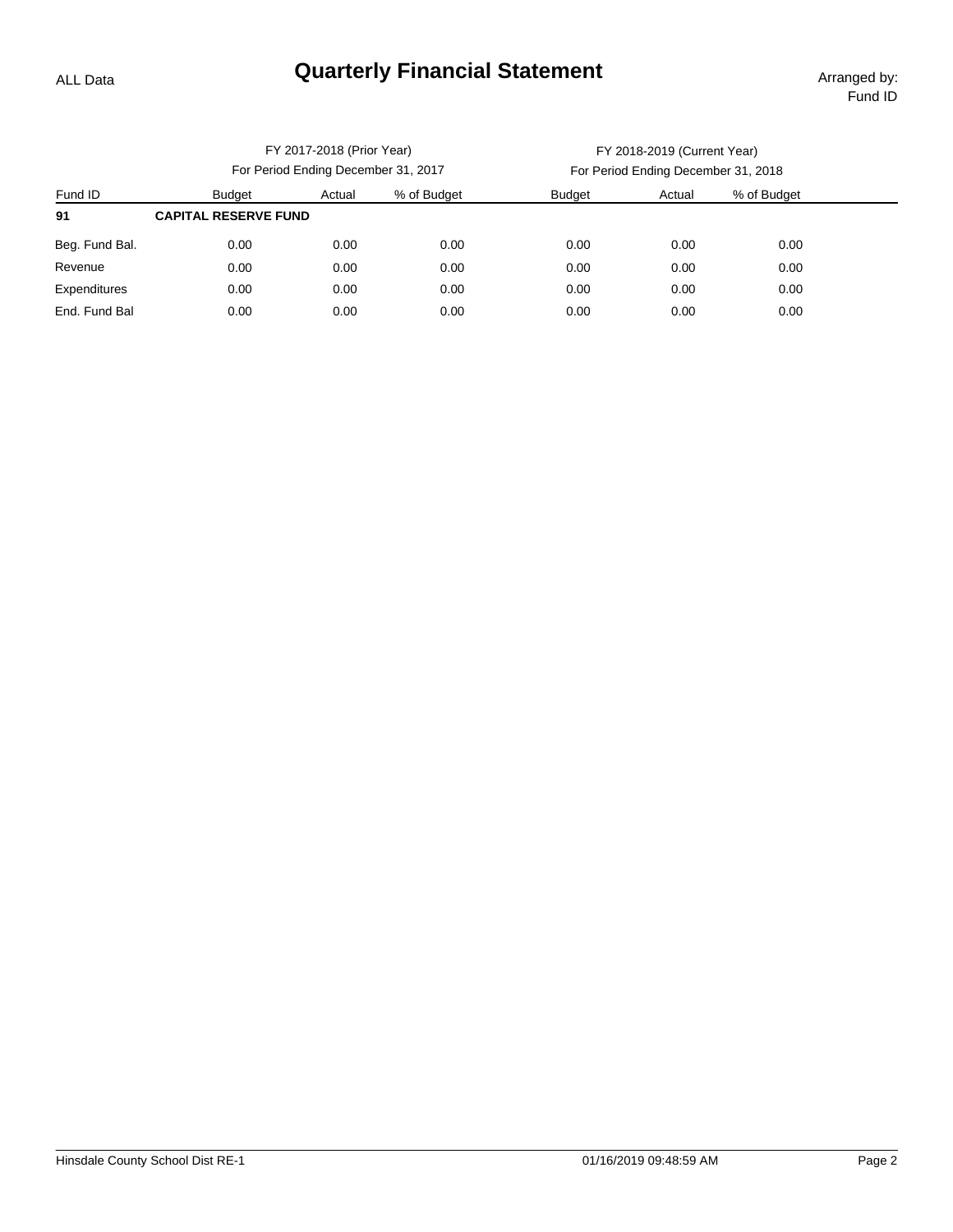ALL Data

# Quarterly Financial Statement

Arranged by: Fund ID

| | FY 2017-2018 (Prior Year) For Period Ending December 31, 2017 | | | FY 2018-2019 (Current Year) For Period Ending December 31, 2018 | | |
|---|---|---|---|---|---|---|
| Fund ID | Budget | Actual | % of Budget | Budget | Actual | % of Budget |
| **91** | **CAPITAL RESERVE FUND** | | | | | |
| Beg. Fund Bal. | 0.00 | 0.00 | 0.00 | 0.00 | 0.00 | 0.00 |
| Revenue | 0.00 | 0.00 | 0.00 | 0.00 | 0.00 | 0.00 |
| Expenditures | 0.00 | 0.00 | 0.00 | 0.00 | 0.00 | 0.00 |
| End. Fund Bal | 0.00 | 0.00 | 0.00 | 0.00 | 0.00 | 0.00 |

Hinsdale County School Dist RE-1 01/16/2019 09:48:59 AM